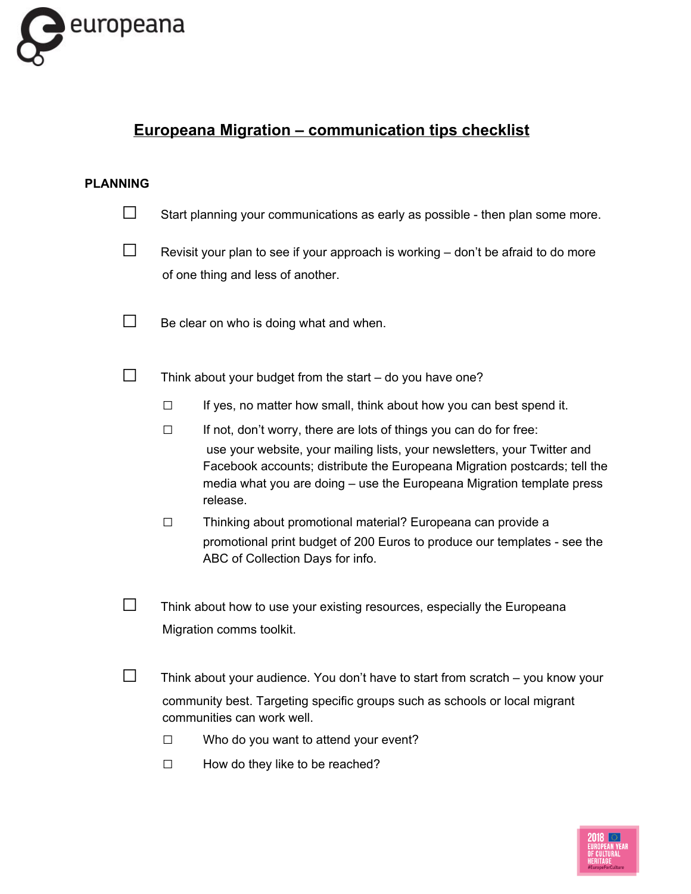# Europeana Migration – communication tips checklist

## PLANNING

- ☐ Start planning your communications as early as possible - then plan some more.
- ☐ Revisit your plan to see if your approach is working – don't be afraid to do more of one thing and less of another.
- ☐ Be clear on who is doing what and when.
- ☐ Think about your budget from the start – do you have one?
  - ☐ If yes, no matter how small, think about how you can best spend it.
  - ☐ If not, don't worry, there are lots of things you can do for free: use your website, your mailing lists, your newsletters, your Twitter and Facebook accounts; distribute the Europeana Migration postcards; tell the media what you are doing – use the Europeana Migration template press release.
  - ☐ Thinking about promotional material? Europeana can provide a promotional print budget of 200 Euros to produce our templates - see the ABC of Collection Days for info.
- ☐ Think about how to use your existing resources, especially the Europeana Migration comms toolkit.
- ☐ Think about your audience. You don't have to start from scratch – you know your community best. Targeting specific groups such as schools or local migrant communities can work well.
  - ☐ Who do you want to attend your event?
  - ☐ How do they like to be reached?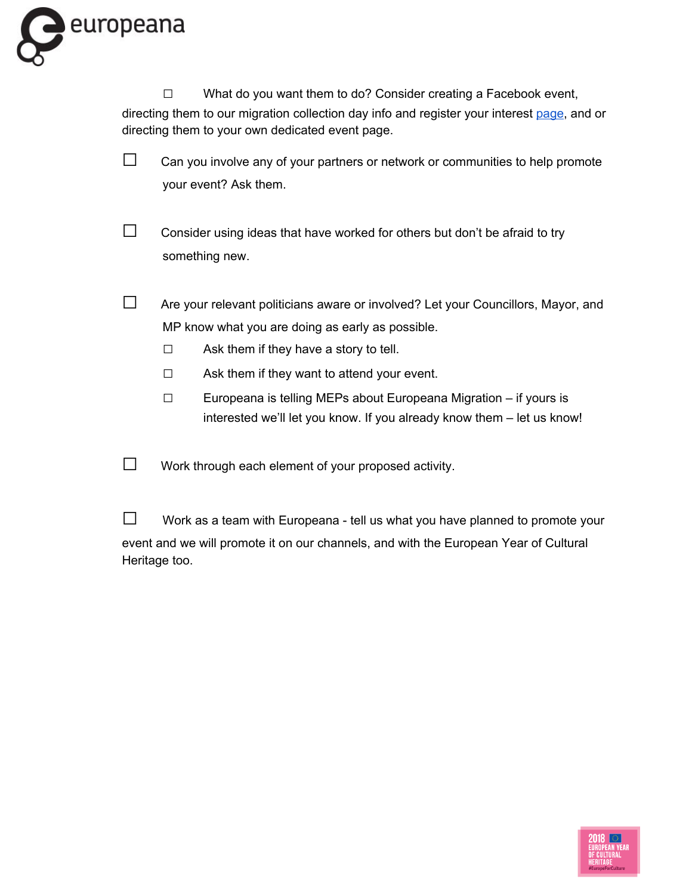- ☐ What do you want them to do? Consider creating a Facebook event, directing them to our migration collection day info and register your interest page, and or directing them to your own dedicated event page.

- ☐ Can you involve any of your partners or network or communities to help promote your event? Ask them.

- ☐ Consider using ideas that have worked for others but don't be afraid to try something new.

- ☐ Are your relevant politicians aware or involved? Let your Councillors, Mayor, and MP know what you are doing as early as possible.
  - ☐ Ask them if they have a story to tell.
  - ☐ Ask them if they want to attend your event.
  - ☐ Europeana is telling MEPs about Europeana Migration – if yours is interested we'll let you know. If you already know them – let us know!

- ☐ Work through each element of your proposed activity.

- ☐ Work as a team with Europeana - tell us what you have planned to promote your event and we will promote it on our channels, and with the European Year of Cultural Heritage too.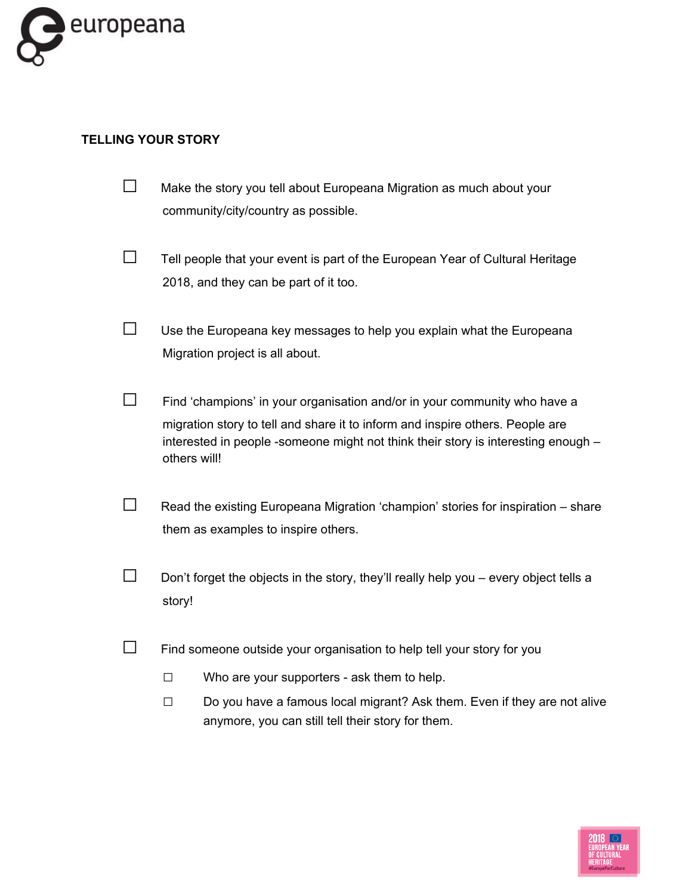## TELLING YOUR STORY

- ☐ Make the story you tell about Europeana Migration as much about your community/city/country as possible.

- ☐ Tell people that your event is part of the European Year of Cultural Heritage 2018, and they can be part of it too.

- ☐ Use the Europeana key messages to help you explain what the Europeana Migration project is all about.

- ☐ Find 'champions' in your organisation and/or in your community who have a migration story to tell and share it to inform and inspire others. People are interested in people -someone might not think their story is interesting enough – others will!

- ☐ Read the existing Europeana Migration 'champion' stories for inspiration – share them as examples to inspire others.

- ☐ Don't forget the objects in the story, they'll really help you – every object tells a story!

- ☐ Find someone outside your organisation to help tell your story for you
  - ☐ Who are your supporters - ask them to help.
  - ☐ Do you have a famous local migrant? Ask them. Even if they are not alive anymore, you can still tell their story for them.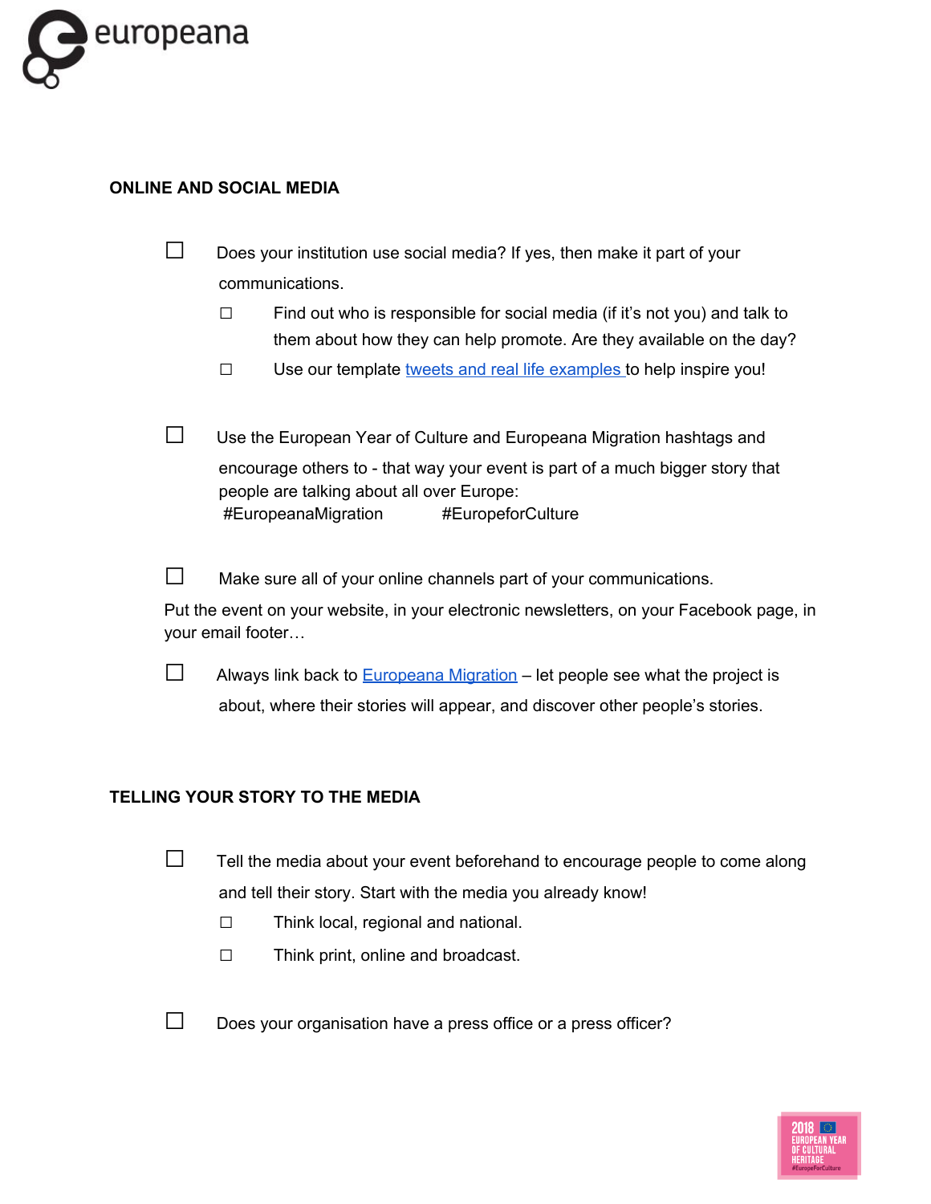## ONLINE AND SOCIAL MEDIA

- ☐ Does your institution use social media? If yes, then make it part of your communications.
  - ☐ Find out who is responsible for social media (if it's not you) and talk to them about how they can help promote. Are they available on the day?
  - ☐ Use our template tweets and real life examples to help inspire you!

- ☐ Use the European Year of Culture and Europeana Migration hashtags and encourage others to - that way your event is part of a much bigger story that people are talking about all over Europe:
  #EuropeanaMigration #EuropeforCulture

- ☐ Make sure all of your online channels part of your communications.

Put the event on your website, in your electronic newsletters, on your Facebook page, in your email footer…

- ☐ Always link back to Europeana Migration – let people see what the project is about, where their stories will appear, and discover other people's stories.

## TELLING YOUR STORY TO THE MEDIA

- ☐ Tell the media about your event beforehand to encourage people to come along and tell their story. Start with the media you already know!
  - ☐ Think local, regional and national.
  - ☐ Think print, online and broadcast.

- ☐ Does your organisation have a press office or a press officer?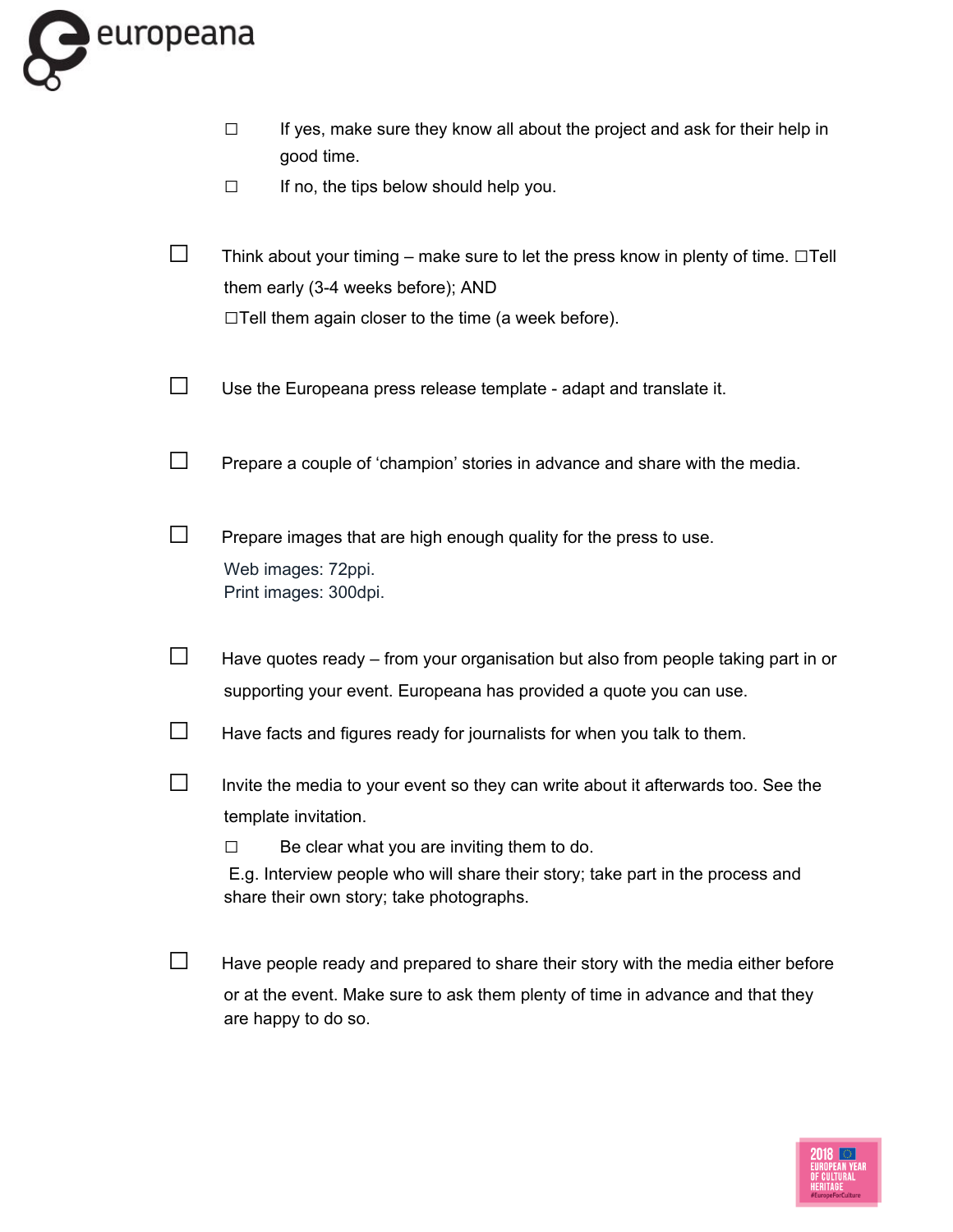- ☐ If yes, make sure they know all about the project and ask for their help in good time.
- ☐ If no, the tips below should help you.

☐ Think about your timing – make sure to let the press know in plenty of time. ☐Tell them early (3-4 weeks before); AND
☐Tell them again closer to the time (a week before).

☐ Use the Europeana press release template - adapt and translate it.

☐ Prepare a couple of 'champion' stories in advance and share with the media.

☐ Prepare images that are high enough quality for the press to use.
Web images: 72ppi.
Print images: 300dpi.

☐ Have quotes ready – from your organisation but also from people taking part in or supporting your event. Europeana has provided a quote you can use.

☐ Have facts and figures ready for journalists for when you talk to them.

☐ Invite the media to your event so they can write about it afterwards too. See the template invitation.

- ☐ Be clear what you are inviting them to do.

E.g. Interview people who will share their story; take part in the process and share their own story; take photographs.

☐ Have people ready and prepared to share their story with the media either before or at the event. Make sure to ask them plenty of time in advance and that they are happy to do so.